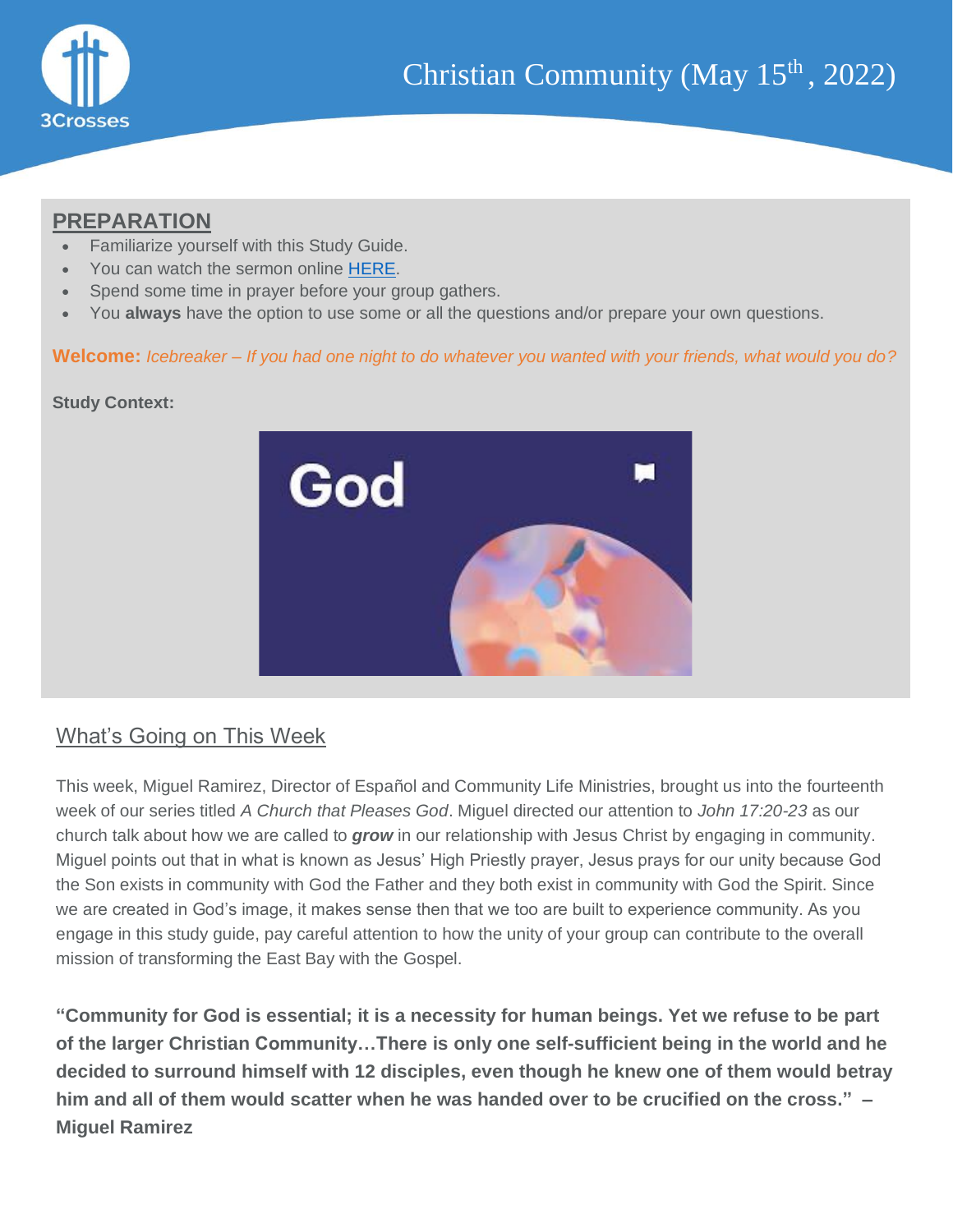# Christian Community (May 15th, 2022)

## PREPARATION

- Familiarize yourself with this Study Guide.
- You can watch the sermon online HERE.
- Spend some time in prayer before your group gathers.
- You **always** have the option to use some or all the questions and/or prepare your own questions.

**Welcome:** *Icebreaker – If you had one night to do whatever you wanted with your friends, what would you do?*

**Study Context:**

## What's Going on This Week

This week, Miguel Ramirez, Director of Español and Community Life Ministries, brought us into the fourteenth week of our series titled *A Church that Pleases God*. Miguel directed our attention to *John 17:20-23* as our church talk about how we are called to ***grow*** in our relationship with Jesus Christ by engaging in community. Miguel points out that in what is known as Jesus' High Priestly prayer, Jesus prays for our unity because God the Son exists in community with God the Father and they both exist in community with God the Spirit. Since we are created in God's image, it makes sense then that we too are built to experience community. As you engage in this study guide, pay careful attention to how the unity of your group can contribute to the overall mission of transforming the East Bay with the Gospel.

**"Community for God is essential; it is a necessity for human beings. Yet we refuse to be part of the larger Christian Community…There is only one self-sufficient being in the world and he decided to surround himself with 12 disciples, even though he knew one of them would betray him and all of them would scatter when he was handed over to be crucified on the cross." – Miguel Ramirez**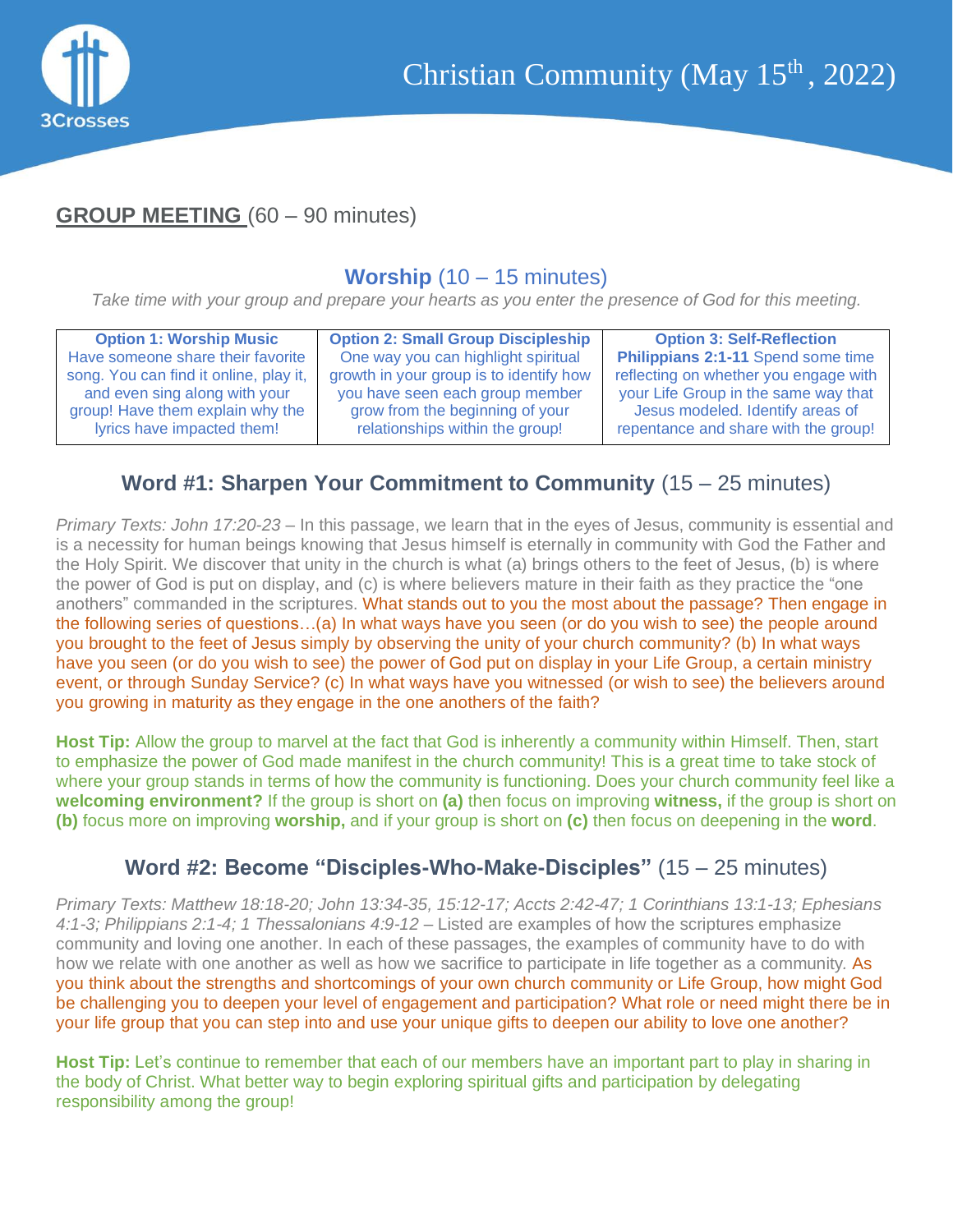# Christian Community (May 15th, 2022)

## GROUP MEETING (60 – 90 minutes)

### Worship (10 – 15 minutes)

*Take time with your group and prepare your hearts as you enter the presence of God for this meeting.*

| Option 1: Worship Music | Option 2: Small Group Discipleship | Option 3: Self-Reflection |
|---|---|---|
| Have someone share their favorite song. You can find it online, play it, and even sing along with your group! Have them explain why the lyrics have impacted them! | One way you can highlight spiritual growth in your group is to identify how you have seen each group member grow from the beginning of your relationships within the group! | **Philippians 2:1-11** Spend some time reflecting on whether you engage with your Life Group in the same way that Jesus modeled. Identify areas of repentance and share with the group! |

### Word #1: Sharpen Your Commitment to Community (15 – 25 minutes)

*Primary Texts: John 17:20-23* – In this passage, we learn that in the eyes of Jesus, community is essential and is a necessity for human beings knowing that Jesus himself is eternally in community with God the Father and the Holy Spirit. We discover that unity in the church is what (a) brings others to the feet of Jesus, (b) is where the power of God is put on display, and (c) is where believers mature in their faith as they practice the "one anothers" commanded in the scriptures. What stands out to you the most about the passage? Then engage in the following series of questions…(a) In what ways have you seen (or do you wish to see) the people around you brought to the feet of Jesus simply by observing the unity of your church community? (b) In what ways have you seen (or do you wish to see) the power of God put on display in your Life Group, a certain ministry event, or through Sunday Service? (c) In what ways have you witnessed (or wish to see) the believers around you growing in maturity as they engage in the one anothers of the faith?

**Host Tip:** Allow the group to marvel at the fact that God is inherently a community within Himself. Then, start to emphasize the power of God made manifest in the church community! This is a great time to take stock of where your group stands in terms of how the community is functioning. Does your church community feel like a **welcoming environment?** If the group is short on **(a)** then focus on improving **witness,** if the group is short on **(b)** focus more on improving **worship,** and if your group is short on **(c)** then focus on deepening in the **word**.

### Word #2: Become "Disciples-Who-Make-Disciples" (15 – 25 minutes)

*Primary Texts: Matthew 18:18-20; John 13:34-35, 15:12-17; Accts 2:42-47; 1 Corinthians 13:1-13; Ephesians 4:1-3; Philippians 2:1-4; 1 Thessalonians 4:9-12* – Listed are examples of how the scriptures emphasize community and loving one another. In each of these passages, the examples of community have to do with how we relate with one another as well as how we sacrifice to participate in life together as a community. As you think about the strengths and shortcomings of your own church community or Life Group, how might God be challenging you to deepen your level of engagement and participation? What role or need might there be in your life group that you can step into and use your unique gifts to deepen our ability to love one another?

**Host Tip:** Let's continue to remember that each of our members have an important part to play in sharing in the body of Christ. What better way to begin exploring spiritual gifts and participation by delegating responsibility among the group!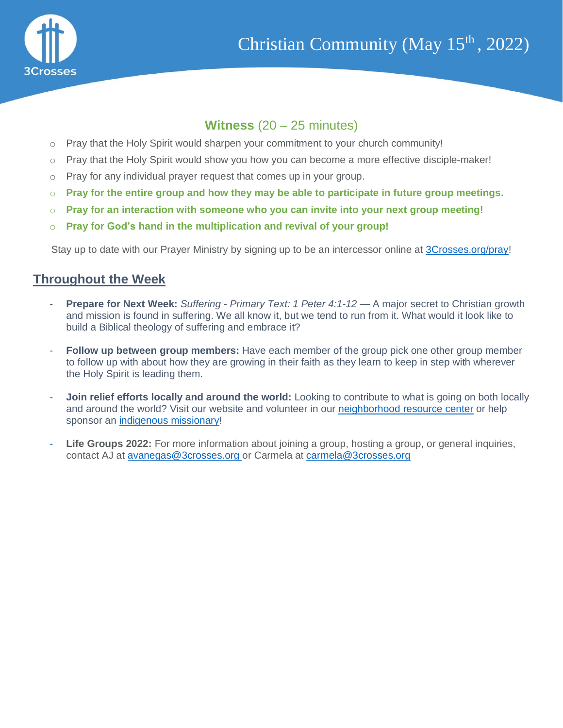Christian Community (May 15th, 2022)

## **Witness** (20 – 25 minutes)

- Pray that the Holy Spirit would sharpen your commitment to your church community!
- Pray that the Holy Spirit would show you how you can become a more effective disciple-maker!
- Pray for any individual prayer request that comes up in your group.
- **Pray for the entire group and how they may be able to participate in future group meetings.**
- **Pray for an interaction with someone who you can invite into your next group meeting!**
- **Pray for God's hand in the multiplication and revival of your group!**

Stay up to date with our Prayer Ministry by signing up to be an intercessor online at 3Crosses.org/pray!

## Throughout the Week

- **Prepare for Next Week:** *Suffering - Primary Text: 1 Peter 4:1-12* — A major secret to Christian growth and mission is found in suffering. We all know it, but we tend to run from it. What would it look like to build a Biblical theology of suffering and embrace it?

- **Follow up between group members:** Have each member of the group pick one other group member to follow up with about how they are growing in their faith as they learn to keep in step with wherever the Holy Spirit is leading them.

- **Join relief efforts locally and around the world:** Looking to contribute to what is going on both locally and around the world? Visit our website and volunteer in our neighborhood resource center or help sponsor an indigenous missionary!

- **Life Groups 2022:** For more information about joining a group, hosting a group, or general inquiries, contact AJ at avanegas@3crosses.org or Carmela at carmela@3crosses.org